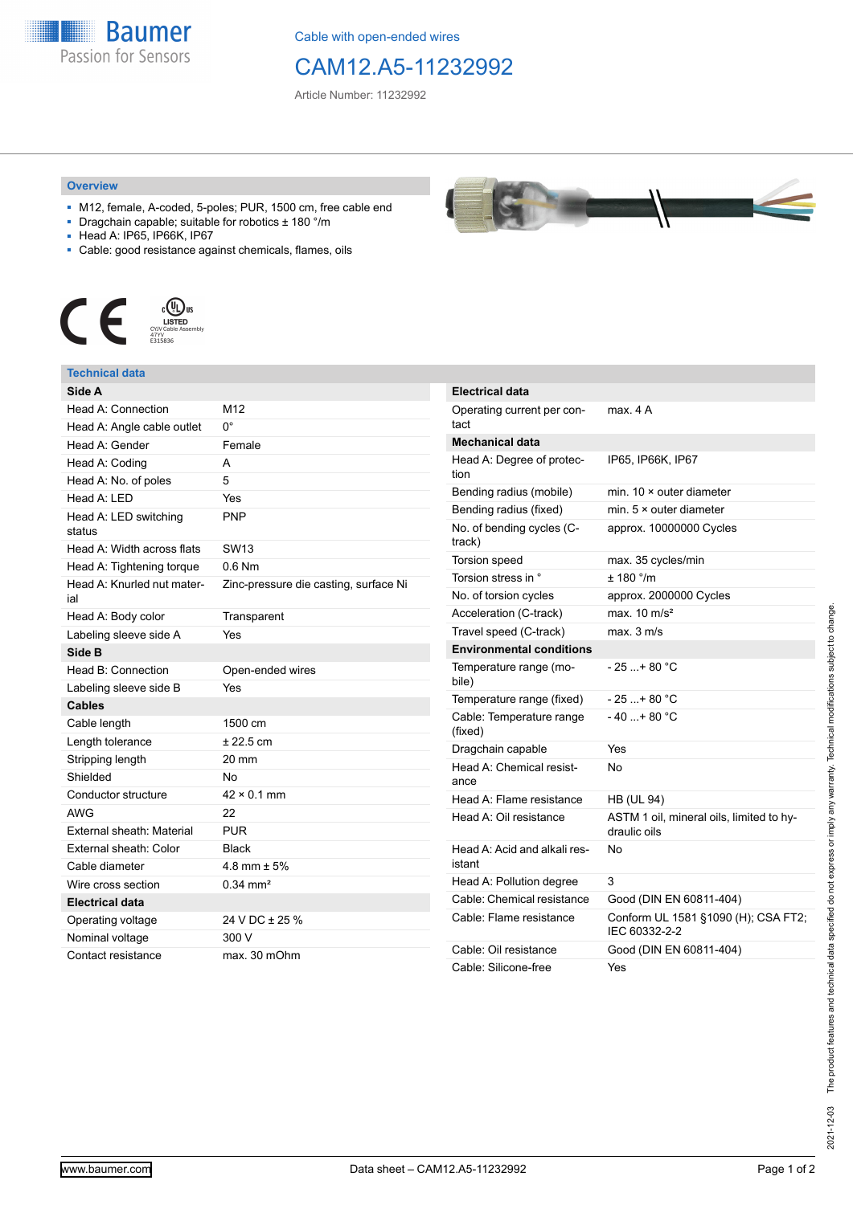Cable with open-ended wires

# CAM12.A5-11232992

Article Number: 11232992

## Overview

- M12, female, A-coded, 5-poles; PUR, 1500 cm, free cable end
- Dragchain capable; suitable for robotics ± 180 °/m
- Head A: IP65, IP66K, IP67
- Cable: good resistance against chemicals, flames, oils

## Technical data

| **Side A** | |
|---|---|
| Head A: Connection | M12 |
| Head A: Angle cable outlet | 0° |
| Head A: Gender | Female |
| Head A: Coding | A |
| Head A: No. of poles | 5 |
| Head A: LED | Yes |
| Head A: LED switching status | PNP |
| Head A: Width across flats | SW13 |
| Head A: Tightening torque | 0.6 Nm |
| Head A: Knurled nut material | Zinc-pressure die casting, surface Ni |
| Head A: Body color | Transparent |
| Labeling sleeve side A | Yes |
| **Side B** | |
| Head B: Connection | Open-ended wires |
| Labeling sleeve side B | Yes |
| **Cables** | |
| Cable length | 1500 cm |
| Length tolerance | ± 22.5 cm |
| Stripping length | 20 mm |
| Shielded | No |
| Conductor structure | 42 × 0.1 mm |
| AWG | 22 |
| External sheath: Material | PUR |
| External sheath: Color | Black |
| Cable diameter | 4.8 mm ± 5% |
| Wire cross section | 0.34 mm² |
| **Electrical data** | |
| Operating voltage | 24 V DC ± 25 % |
| Nominal voltage | 300 V |
| Contact resistance | max. 30 mOhm |

| **Electrical data** | |
|---|---|
| Operating current per contact | max. 4 A |
| **Mechanical data** | |
| Head A: Degree of protection | IP65, IP66K, IP67 |
| Bending radius (mobile) | min. 10 × outer diameter |
| Bending radius (fixed) | min. 5 × outer diameter |
| No. of bending cycles (C-track) | approx. 10000000 Cycles |
| Torsion speed | max. 35 cycles/min |
| Torsion stress in ° | ± 180 °/m |
| No. of torsion cycles | approx. 2000000 Cycles |
| Acceleration (C-track) | max. 10 m/s² |
| Travel speed (C-track) | max. 3 m/s |
| **Environmental conditions** | |
| Temperature range (mobile) | - 25 ...+ 80 °C |
| Temperature range (fixed) | - 25 ...+ 80 °C |
| Cable: Temperature range (fixed) | - 40 ...+ 80 °C |
| Dragchain capable | Yes |
| Head A: Chemical resistance | No |
| Head A: Flame resistance | HB (UL 94) |
| Head A: Oil resistance | ASTM 1 oil, mineral oils, limited to hydraulic oils |
| Head A: Acid and alkali resistant | No |
| Head A: Pollution degree | 3 |
| Cable: Chemical resistance | Good (DIN EN 60811-404) |
| Cable: Flame resistance | Conform UL 1581 §1090 (H); CSA FT2; IEC 60332-2-2 |
| Cable: Oil resistance | Good (DIN EN 60811-404) |
| Cable: Silicone-free | Yes |

2021-12-03 The product features and technical data specified do not express or imply any warranty. Technical modifications subject to change.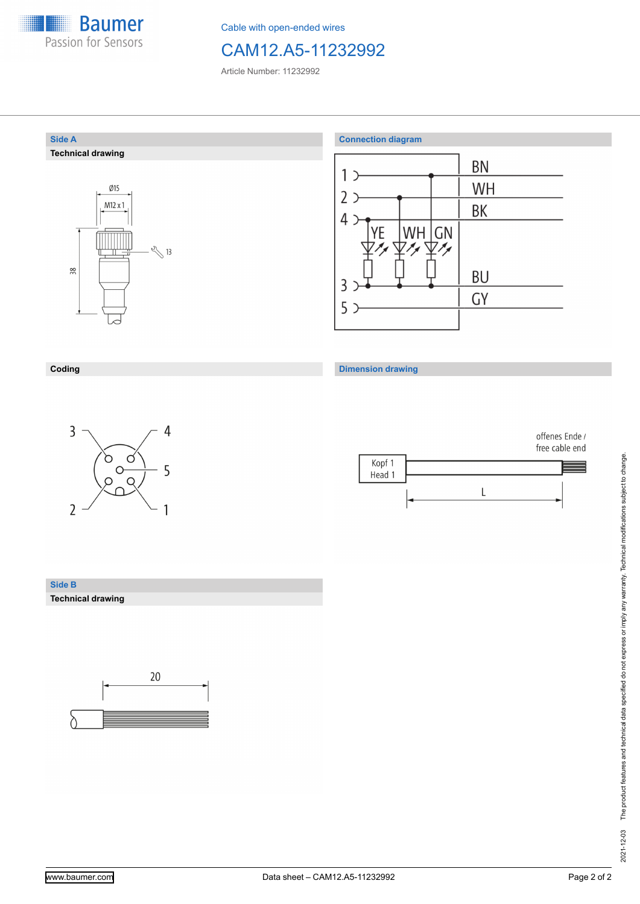Cable with open-ended wires

# CAM12.A5-11232992

Article Number: 11232992

## Side A

### Technical drawing

Ø15

M12 x 1

13

38

## Connection diagram

1
2
4
3
5

BN
WH
BK
BU
GY

YE
WH
GN

### Coding

3
4
5
2
1

## Dimension drawing

Kopf 1
Head 1

offenes Ende /
free cable end

L

## Side B

### Technical drawing

20

The product features and technical data specified do not express or imply any warranty. Technical modifications subject to change.

2021-12-03

www.baumer.com

Data sheet – CAM12.A5-11232992